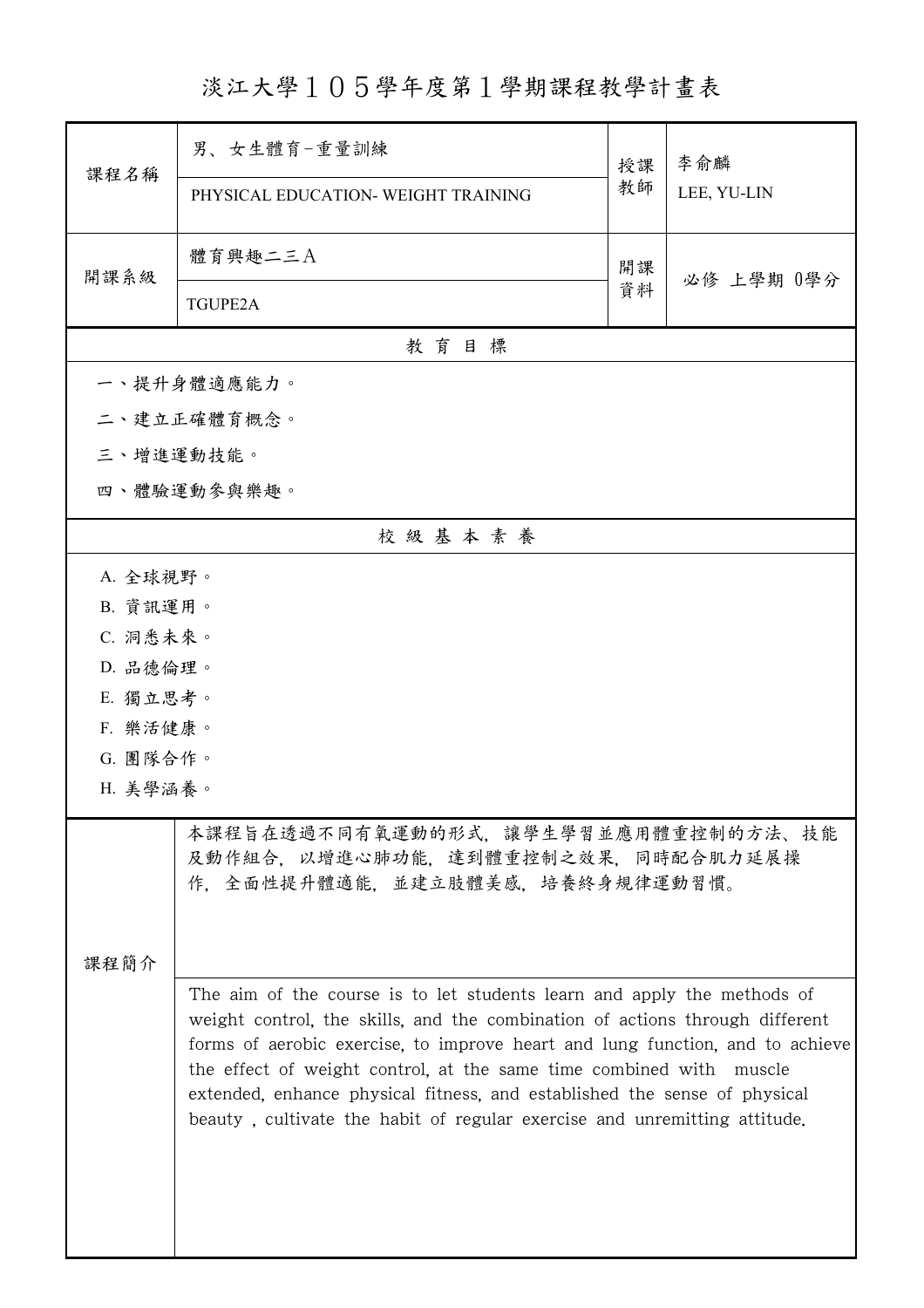# 淡江大學１０５學年度第１學期課程教學計畫表

| 課程名稱 | 男、女生體育-重量訓練 | 授課教師 | 李俞麟 |
|---|---|---|---|
| | PHYSICAL EDUCATION- WEIGHT TRAINING | | LEE, YU-LIN |
| 開課系級 | 體育興趣二三Ａ | 開課資料 | 必修 上學期 0學分 |
| | TGUPE2A | | |

## 教 育 目 標

一、提升身體適應能力。

二、建立正確體育概念。

三、增進運動技能。

四、體驗運動參與樂趣。

## 校 級 基 本 素 養

A. 全球視野。

B. 資訊運用。

C. 洞悉未來。

D. 品德倫理。

E. 獨立思考。

F. 樂活健康。

G. 團隊合作。

H. 美學涵養。

## 課程簡介

本課程旨在透過不同有氧運動的形式，讓學生學習並應用體重控制的方法、技能及動作組合，以增進心肺功能，達到體重控制之效果，同時配合肌力延展操作，全面性提升體適能，並建立肢體美感，培養終身規律運動習慣。

The aim of the course is to let students learn and apply the methods of weight control, the skills, and the combination of actions through different forms of aerobic exercise, to improve heart and lung function, and to achieve the effect of weight control, at the same time combined with muscle extended, enhance physical fitness, and established the sense of physical beauty , cultivate the habit of regular exercise and unremitting attitude.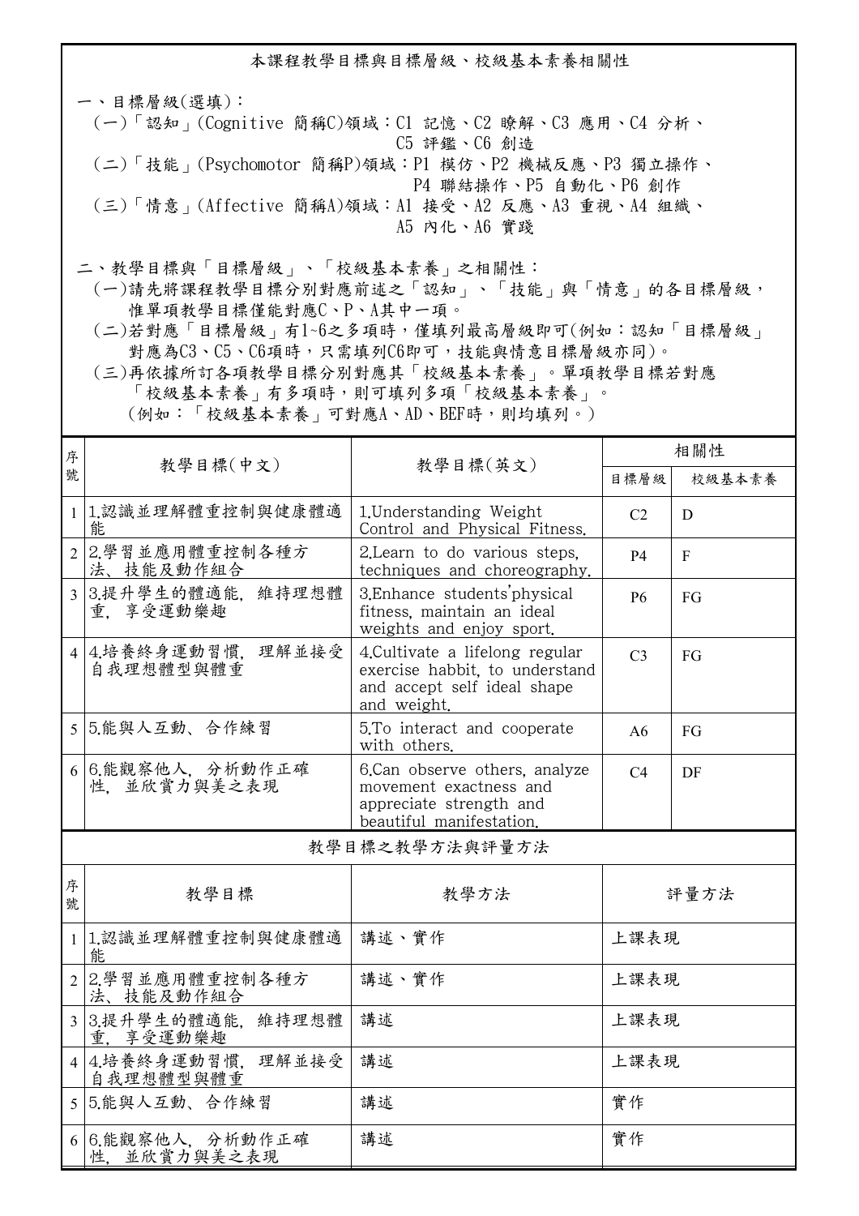## 本課程教學目標與目標層級、校級基本素養相關性

一、目標層級(選填)：

(一)「認知」(Cognitive 簡稱C)領域：C1 記憶、C2 瞭解、C3 應用、C4 分析、C5 評鑑、C6 創造

(二)「技能」(Psychomotor 簡稱P)領域：P1 模仿、P2 機械反應、P3 獨立操作、P4 聯結操作、P5 自動化、P6 創作

(三)「情意」(Affective 簡稱A)領域：A1 接受、A2 反應、A3 重視、A4 組織、A5 內化、A6 實踐

二、教學目標與「目標層級」、「校級基本素養」之相關性：

(一)請先將課程教學目標分別對應前述之「認知」、「技能」與「情意」的各目標層級，惟單項教學目標僅能對應C、P、A其中一項。

(二)若對應「目標層級」有1~6之多項時，僅填列最高層級即可(例如：認知「目標層級」對應為C3、C5、C6項時，只需填列C6即可，技能與情意目標層級亦同)。

(三)再依據所訂各項教學目標分別對應其「校級基本素養」。單項教學目標若對應「校級基本素養」有多項時，則可填列多項「校級基本素養」。(例如：「校級基本素養」可對應A、AD、BEF時，則均填列。)

| 序號 | 教學目標(中文) | 教學目標(英文) | 相關性 | |
|---|---|---|---|---|
| | | | 目標層級 | 校級基本素養 |
| 1 | 1.認識並理解體重控制與健康體適能 | 1.Understanding Weight Control and Physical Fitness. | C2 | D |
| 2 | 2.學習並應用體重控制各種方法、技能及動作組合 | 2.Learn to do various steps, techniques and choreography. | P4 | F |
| 3 | 3.提升學生的體適能，維持理想體重，享受運動樂趣 | 3.Enhance students'physical fitness, maintain an ideal weights and enjoy sport. | P6 | FG |
| 4 | 4.培養終身運動習慣，理解並接受自我理想體型與體重 | 4.Cultivate a lifelong regular exercise habbit, to understand and accept self ideal shape and weight. | C3 | FG |
| 5 | 5.能與人互動、合作練習 | 5.To interact and cooperate with others. | A6 | FG |
| 6 | 6.能觀察他人，分析動作正確性，並欣賞力與美之表現 | 6.Can observe others, analyze movement exactness and appreciate strength and beautiful manifestation. | C4 | DF |

## 教學目標之教學方法與評量方法

| 序號 | 教學目標 | 教學方法 | 評量方法 |
|---|---|---|---|
| 1 | 1.認識並理解體重控制與健康體適能 | 講述、實作 | 上課表現 |
| 2 | 2.學習並應用體重控制各種方法、技能及動作組合 | 講述、實作 | 上課表現 |
| 3 | 3.提升學生的體適能，維持理想體重，享受運動樂趣 | 講述 | 上課表現 |
| 4 | 4.培養終身運動習慣，理解並接受自我理想體型與體重 | 講述 | 上課表現 |
| 5 | 5.能與人互動、合作練習 | 講述 | 實作 |
| 6 | 6.能觀察他人，分析動作正確性，並欣賞力與美之表現 | 講述 | 實作 |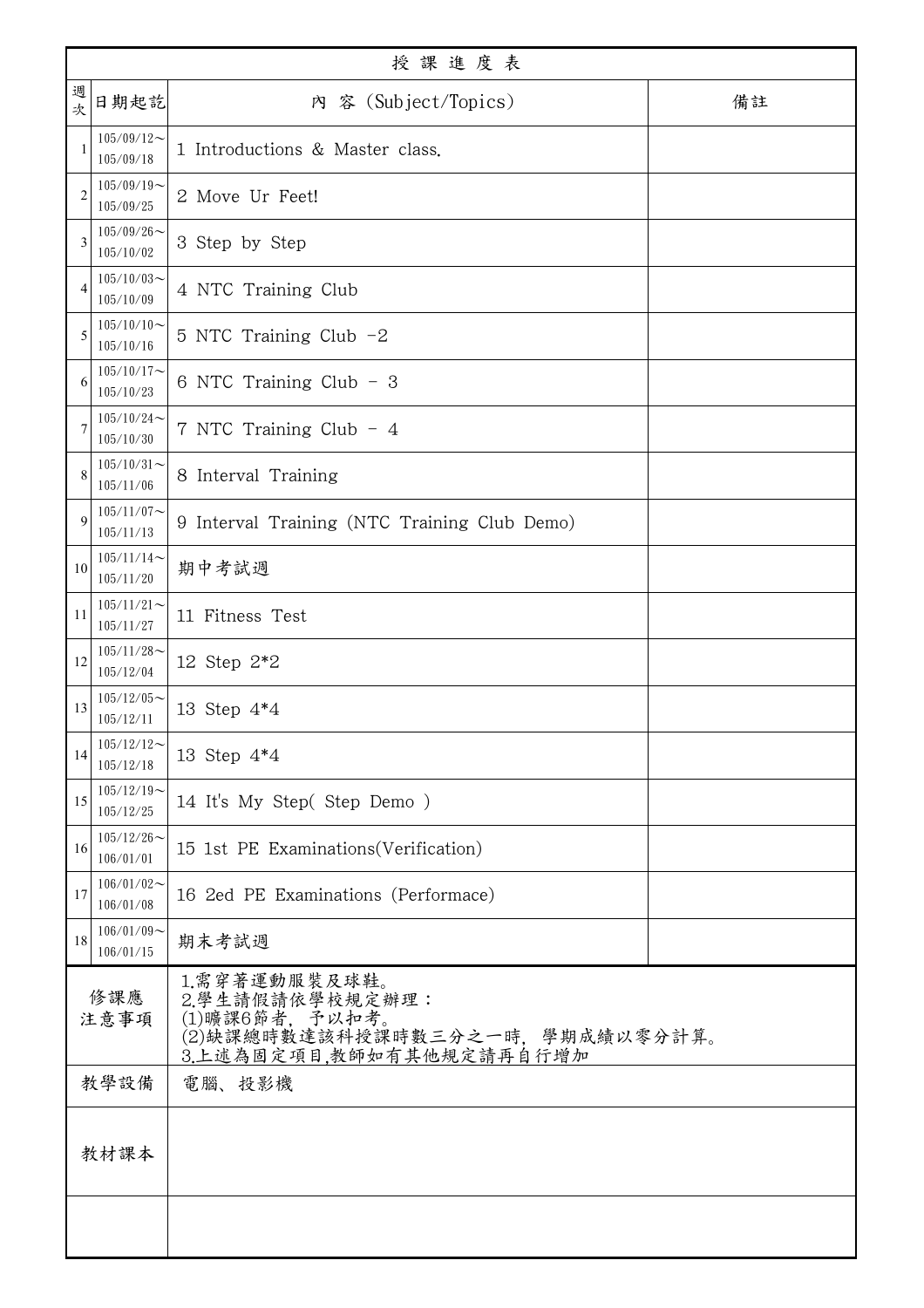| 授課進度表 | | | |
|---|---|---|---|
| 週次 | 日期起訖 | 內 容 (Subject/Topics) | 備註 |
| 1 | 105/09/12～105/09/18 | 1 Introductions & Master class. | |
| 2 | 105/09/19～105/09/25 | 2 Move Ur Feet! | |
| 3 | 105/09/26～105/10/02 | 3 Step by Step | |
| 4 | 105/10/03～105/10/09 | 4 NTC Training Club | |
| 5 | 105/10/10～105/10/16 | 5 NTC Training Club -2 | |
| 6 | 105/10/17～105/10/23 | 6 NTC Training Club - 3 | |
| 7 | 105/10/24～105/10/30 | 7 NTC Training Club - 4 | |
| 8 | 105/10/31～105/11/06 | 8 Interval Training | |
| 9 | 105/11/07～105/11/13 | 9 Interval Training (NTC Training Club Demo) | |
| 10 | 105/11/14～105/11/20 | 期中考試週 | |
| 11 | 105/11/21～105/11/27 | 11 Fitness Test | |
| 12 | 105/11/28～105/12/04 | 12 Step 2*2 | |
| 13 | 105/12/05～105/12/11 | 13 Step 4*4 | |
| 14 | 105/12/12～105/12/18 | 13 Step 4*4 | |
| 15 | 105/12/19～105/12/25 | 14 It's My Step( Step Demo ) | |
| 16 | 105/12/26～106/01/01 | 15 1st PE Examinations(Verification) | |
| 17 | 106/01/02～106/01/08 | 16 2ed PE Examinations (Performace) | |
| 18 | 106/01/09～106/01/15 | 期末考試週 | |
| 修課應注意事項 | | 1.需穿著運動服裝及球鞋。<br>2.學生請假請依學校規定辦理：<br>(1)曠課6節者，予以扣考。<br>(2)缺課總時數達該科授課時數三分之一時，學期成績以零分計算。<br>3.上述為固定項目,教師如有其他規定請再自行增加 | |
| 教學設備 | | 電腦、投影機 | |
| 教材課本 | | | |
| | | | |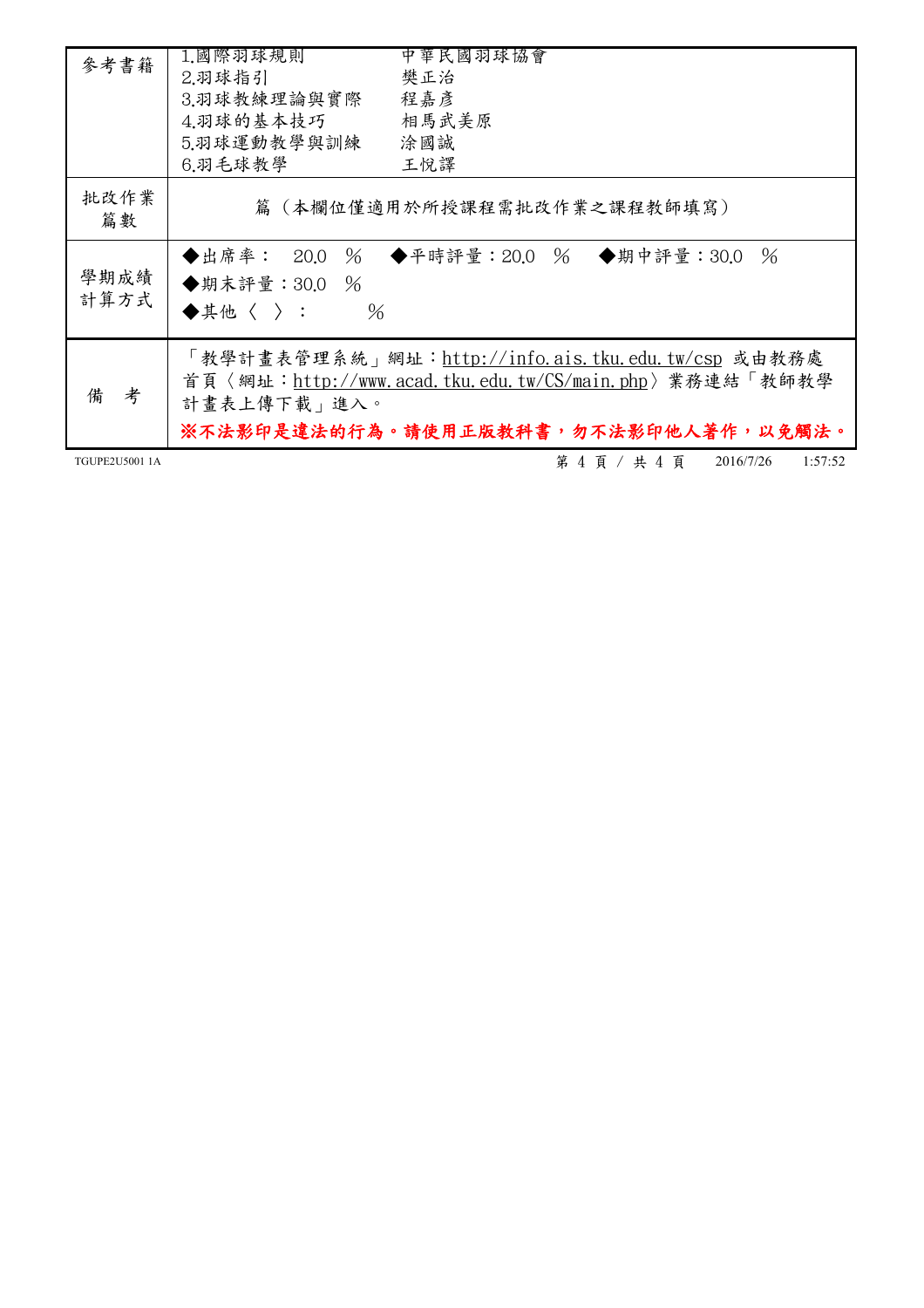| | |
|---|---|
| 參考書籍 | 1.國際羽球規則　　中華民國羽球協會<br>2.羽球指引　　樊正治<br>3.羽球教練理論與實際　　程嘉彥<br>4.羽球的基本技巧　　相馬武美原<br>5.羽球運動教學與訓練　　涂國誠<br>6.羽毛球教學　　王悅譯 |
| 批改作業篇數 | 篇（本欄位僅適用於所授課程需批改作業之課程教師填寫） |
| 學期成績計算方式 | ◆出席率：　20.0　%　◆平時評量：20.0　%　◆期中評量：30.0　%<br>◆期末評量：30.0　%<br>◆其他〈　〉：　　% |
| 備　考 | 「教學計畫表管理系統」網址：http://info.ais.tku.edu.tw/csp 或由教務處首頁〈網址：http://www.acad.tku.edu.tw/CS/main.php〉業務連結「教師教學計畫表上傳下載」進入。<br>**※不法影印是違法的行為。請使用正版教科書，勿不法影印他人著作，以免觸法。** |

TGUPE2U5001 1A　　2016/7/26　1:57:52